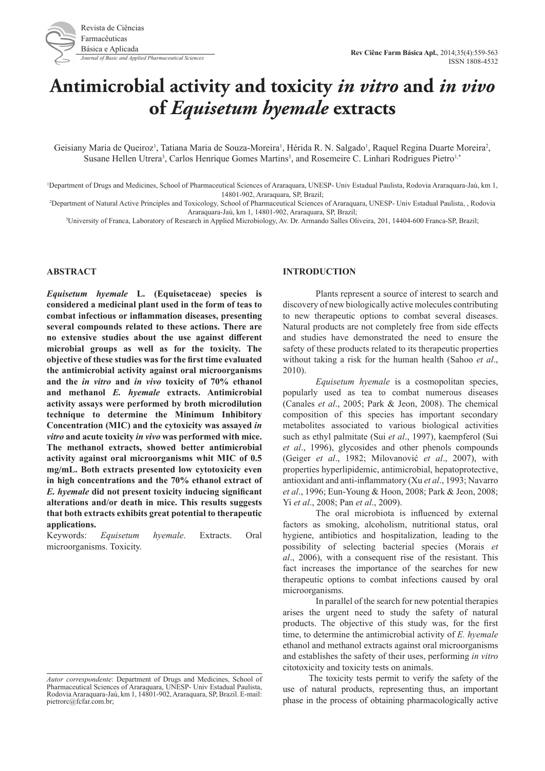# Antimicrobial activity and toxicity *in vitro* and *in vivo* of *Equisetum hyemale* extracts

Geisiany Maria de Queiroz[1], Tatiana Maria de Souza-Moreira[1], Hérida R. N. Salgado[1], Raquel Regina Duarte Moreira[2], Susane Hellen Utrera[3], Carlos Henrique Gomes Martins[3], and Rosemeire C. Linhari Rodrigues Pietro[1,*]

[1]Department of Drugs and Medicines, School of Pharmaceutical Sciences of Araraquara, UNESP- Univ Estadual Paulista, Rodovia Araraquara-Jaú, km 1, 14801-902, Araraquara, SP, Brazil;

[2]Department of Natural Active Principles and Toxicology, School of Pharmaceutical Sciences of Araraquara, UNESP- Univ Estadual Paulista, , Rodovia Araraquara-Jaú, km 1, 14801-902, Araraquara, SP, Brazil;

[3]University of Franca, Laboratory of Research in Applied Microbiology, Av. Dr. Armando Salles Oliveira, 201, 14404-600 Franca-SP, Brazil;

## ABSTRACT

***Equisetum hyemale* L. (Equisetaceae) species is considered a medicinal plant used in the form of teas to combat infectious or inflammation diseases, presenting several compounds related to these actions. There are no extensive studies about the use against different microbial groups as well as for the toxicity. The objective of these studies was for the first time evaluated the antimicrobial activity against oral microorganisms and the *in vitro* and *in vivo* toxicity of 70% ethanol and methanol *E. hyemale* extracts. Antimicrobial activity assays were performed by broth microdilution technique to determine the Minimum Inhibitory Concentration (MIC) and the cytoxicity was assayed *in vitro* and acute toxicity *in vivo* was performed with mice. The methanol extracts, showed better antimicrobial activity against oral microorganisms whit MIC of 0.5 mg/mL. Both extracts presented low cytotoxicity even in high concentrations and the 70% ethanol extract of *E. hyemale* did not present toxicity inducing significant alterations and/or death in mice. This results suggests that both extracts exhibits great potential to therapeutic applications.**

Keywords: *Equisetum hyemale*. Extracts. Oral microorganisms. Toxicity.

## INTRODUCTION

Plants represent a source of interest to search and discovery of new biologically active molecules contributing to new therapeutic options to combat several diseases. Natural products are not completely free from side effects and studies have demonstrated the need to ensure the safety of these products related to its therapeutic properties without taking a risk for the human health (Sahoo *et al*., 2010).

*Equisetum hyemale* is a cosmopolitan species, popularly used as tea to combat numerous diseases (Canales *et al*., 2005; Park & Jeon, 2008). The chemical composition of this species has important secondary metabolites associated to various biological activities such as ethyl palmitate (Sui *et al*., 1997), kaempferol (Sui *et al*., 1996), glycosides and other phenols compounds (Geiger *et al*., 1982; Milovanović *et al*., 2007), with properties hyperlipidemic, antimicrobial, hepatoprotective, antioxidant and anti-inflammatory (Xu *et al*., 1993; Navarro *et al*., 1996; Eun-Young & Hoon, 2008; Park & Jeon, 2008; Yi *et al*., 2008; Pan *et al*., 2009).

The oral microbiota is influenced by external factors as smoking, alcoholism, nutritional status, oral hygiene, antibiotics and hospitalization, leading to the possibility of selecting bacterial species (Morais *et al*., 2006), with a consequent rise of the resistant. This fact increases the importance of the searches for new therapeutic options to combat infections caused by oral microorganisms.

In parallel of the search for new potential therapies arises the urgent need to study the safety of natural products. The objective of this study was, for the first time, to determine the antimicrobial activity of *E. hyemale* ethanol and methanol extracts against oral microorganisms and establishes the safety of their uses, performing *in vitro* citotoxicity and toxicity tests on animals.

The toxicity tests permit to verify the safety of the use of natural products, representing thus, an important phase in the process of obtaining pharmacologically active

*Autor correspondente*: Department of Drugs and Medicines, School of Pharmaceutical Sciences of Araraquara, UNESP- Univ Estadual Paulista, Rodovia Araraquara-Jaú, km 1, 14801-902, Araraquara, SP, Brazil. E-mail: pietrorc@fcfar.com.br;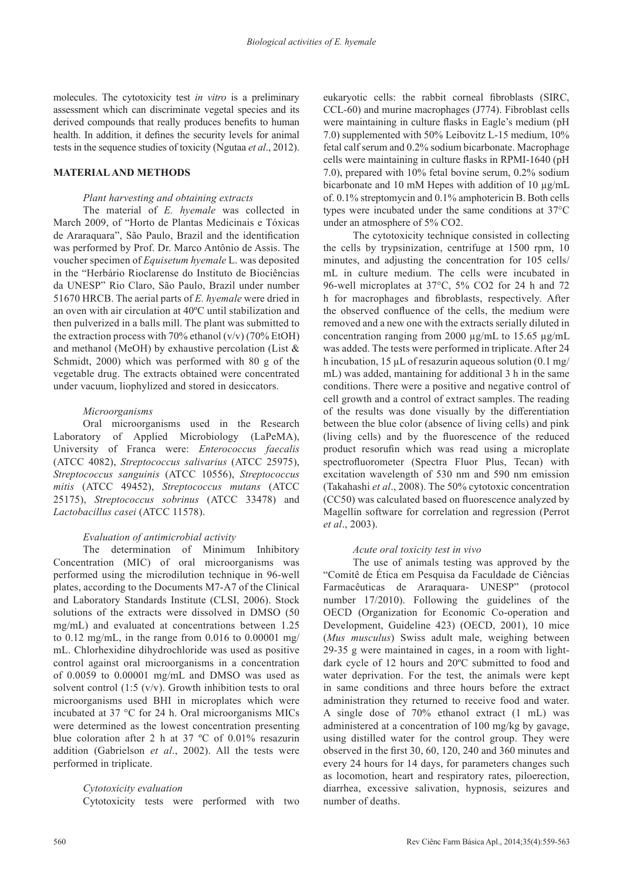molecules. The cytotoxicity test *in vitro* is a preliminary assessment which can discriminate vegetal species and its derived compounds that really produces benefits to human health. In addition, it defines the security levels for animal tests in the sequence studies of toxicity (Ngutaa *et al*., 2012).

## MATERIAL AND METHODS

### *Plant harvesting and obtaining extracts*

The material of *E. hyemale* was collected in March 2009, of "Horto de Plantas Medicinais e Tóxicas de Araraquara", São Paulo, Brazil and the identification was performed by Prof. Dr. Marco Antônio de Assis. The voucher specimen of *Equisetum hyemale* L. was deposited in the "Herbário Rioclarense do Instituto de Biociências da UNESP" Rio Claro, São Paulo, Brazil under number 51670 HRCB. The aerial parts of *E. hyemale* were dried in an oven with air circulation at 40ºC until stabilization and then pulverized in a balls mill. The plant was submitted to the extraction process with 70% ethanol (v/v) (70% EtOH) and methanol (MeOH) by exhaustive percolation (List & Schmidt, 2000) which was performed with 80 g of the vegetable drug. The extracts obtained were concentrated under vacuum, liophylized and stored in desiccators.

### *Microorganisms*

Oral microorganisms used in the Research Laboratory of Applied Microbiology (LaPeMA), University of Franca were: *Enterococcus faecalis* (ATCC 4082), *Streptococcus salivarius* (ATCC 25975), *Streptococcus sanguinis* (ATCC 10556), *Streptococcus mitis* (ATCC 49452), *Streptococcus mutans* (ATCC 25175), *Streptococcus sobrinus* (ATCC 33478) and *Lactobacillus casei* (ATCC 11578).

### *Evaluation of antimicrobial activity*

The determination of Minimum Inhibitory Concentration (MIC) of oral microorganisms was performed using the microdilution technique in 96-well plates, according to the Documents M7-A7 of the Clinical and Laboratory Standards Institute (CLSI, 2006). Stock solutions of the extracts were dissolved in DMSO (50 mg/mL) and evaluated at concentrations between 1.25 to 0.12 mg/mL, in the range from 0.016 to 0.00001 mg/mL. Chlorhexidine dihydrochloride was used as positive control against oral microorganisms in a concentration of 0.0059 to 0.00001 mg/mL and DMSO was used as solvent control (1:5 (v/v). Growth inhibition tests to oral microorganisms used BHI in microplates which were incubated at 37 °C for 24 h. Oral microorganisms MICs were determined as the lowest concentration presenting blue coloration after 2 h at 37 ºC of 0.01% resazurin addition (Gabrielson *et al*., 2002). All the tests were performed in triplicate.

### *Cytotoxicity evaluation*

Cytotoxicity tests were performed with two eukaryotic cells: the rabbit corneal fibroblasts (SIRC, CCL-60) and murine macrophages (J774). Fibroblast cells were maintaining in culture flasks in Eagle's medium (pH 7.0) supplemented with 50% Leibovitz L-15 medium, 10% fetal calf serum and 0.2% sodium bicarbonate. Macrophage cells were maintaining in culture flasks in RPMI-1640 (pH 7.0), prepared with 10% fetal bovine serum, 0.2% sodium bicarbonate and 10 mM Hepes with addition of 10 µg/mL of. 0.1% streptomycin and 0.1% amphotericin B. Both cells types were incubated under the same conditions at 37°C under an atmosphere of 5% $CO_2$.

The cytotoxicity technique consisted in collecting the cells by trypsinization, centrifuge at 1500 rpm, 10 minutes, and adjusting the concentration for 105 cells/mL in culture medium. The cells were incubated in 96-well microplates at 37°C, 5% $CO_2$ for 24 h and 72 h for macrophages and fibroblasts, respectively. After the observed confluence of the cells, the medium were removed and a new one with the extracts serially diluted in concentration ranging from 2000 µg/mL to 15.65 µg/mL was added. The tests were performed in triplicate. After 24 h incubation, 15 µL of resazurin aqueous solution (0.1 mg/mL) was added, mantaining for additional 3 h in the same conditions. There were a positive and negative control of cell growth and a control of extract samples. The reading of the results was done visually by the differentiation between the blue color (absence of living cells) and pink (living cells) and by the fluorescence of the reduced product resorufin which was read using a microplate spectrofluorometer (Spectra Fluor Plus, Tecan) with excitation wavelength of 530 nm and 590 nm emission (Takahashi *et al*., 2008). The 50% cytotoxic concentration ($CC_{50}$) was calculated based on fluorescence analyzed by Magellin software for correlation and regression (Perrot *et al*., 2003).

### *Acute oral toxicity test in vivo*

The use of animals testing was approved by the "Comitê de Ética em Pesquisa da Faculdade de Ciências Farmacêuticas de Araraquara- UNESP" (protocol number 17/2010). Following the guidelines of the OECD (Organization for Economic Co-operation and Development, Guideline 423) (OECD, 2001), 10 mice (*Mus musculus*) Swiss adult male, weighing between 29-35 g were maintained in cages, in a room with light-dark cycle of 12 hours and 20ºC submitted to food and water deprivation. For the test, the animals were kept in same conditions and three hours before the extract administration they returned to receive food and water. A single dose of 70% ethanol extract (1 mL) was administered at a concentration of 100 mg/kg by gavage, using distilled water for the control group. They were observed in the first 30, 60, 120, 240 and 360 minutes and every 24 hours for 14 days, for parameters changes such as locomotion, heart and respiratory rates, piloerection, diarrhea, excessive salivation, hypnosis, seizures and number of deaths.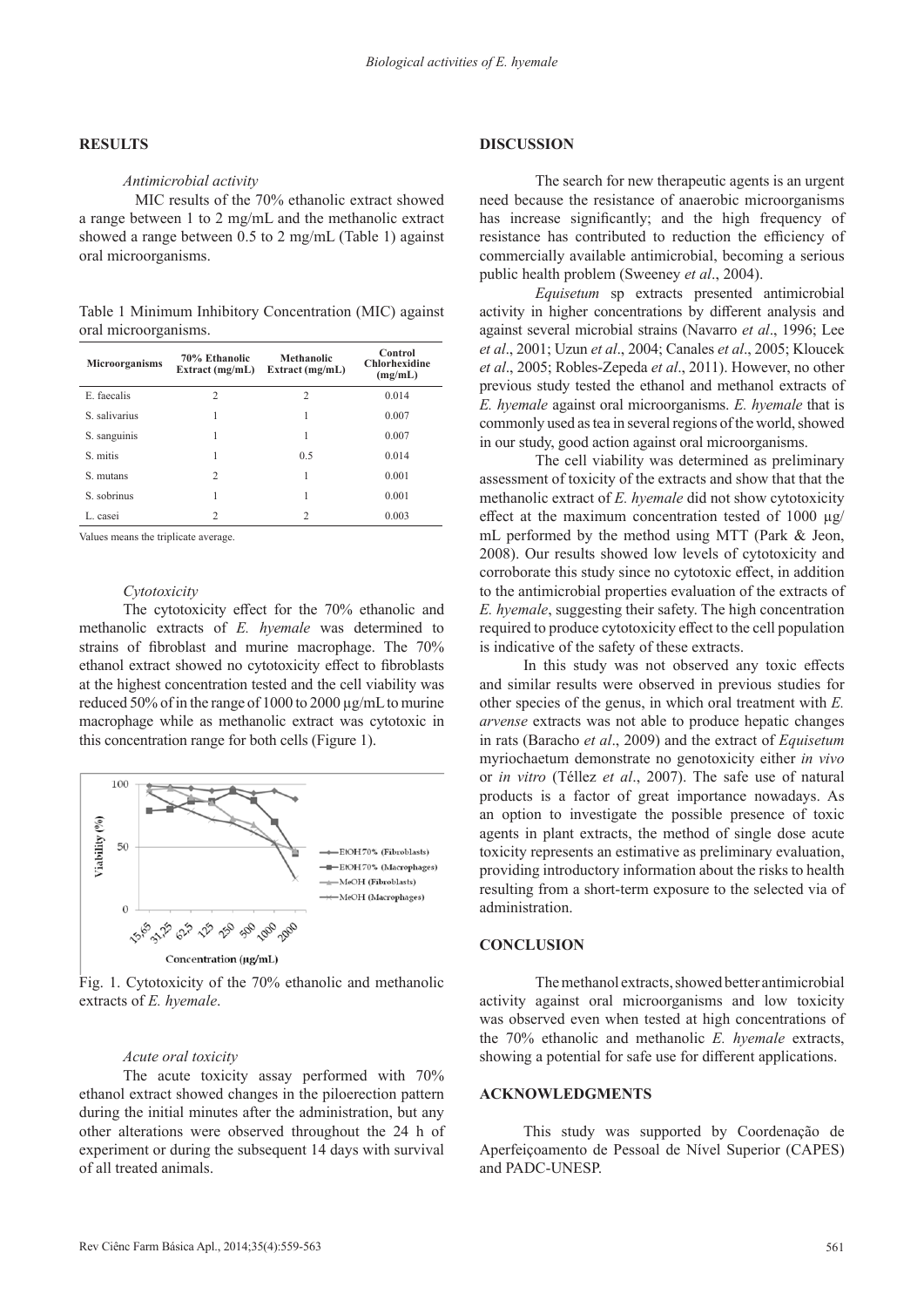## RESULTS

*Antimicrobial activity*

MIC results of the 70% ethanolic extract showed a range between 1 to 2 mg/mL and the methanolic extract showed a range between 0.5 to 2 mg/mL (Table 1) against oral microorganisms.

Table 1 Minimum Inhibitory Concentration (MIC) against oral microorganisms.

| Microorganisms | 70% Ethanolic Extract (mg/mL) | Methanolic Extract (mg/mL) | Control Chlorhexidine (mg/mL) |
|---|---|---|---|
| E. faecalis | 2 | 2 | 0.014 |
| S. salivarius | 1 | 1 | 0.007 |
| S. sanguinis | 1 | 1 | 0.007 |
| S. mitis | 1 | 0.5 | 0.014 |
| S. mutans | 2 | 1 | 0.001 |
| S. sobrinus | 1 | 1 | 0.001 |
| L. casei | 2 | 2 | 0.003 |

Values means the triplicate average.

*Cytotoxicity*

The cytotoxicity effect for the 70% ethanolic and methanolic extracts of *E. hyemale* was determined to strains of fibroblast and murine macrophage. The 70% ethanol extract showed no cytotoxicity effect to fibroblasts at the highest concentration tested and the cell viability was reduced 50% of in the range of 1000 to 2000 µg/mL to murine macrophage while as methanolic extract was cytotoxic in this concentration range for both cells (Figure 1).

Fig. 1. Cytotoxicity of the 70% ethanolic and methanolic extracts of *E. hyemale*.

*Acute oral toxicity*

The acute toxicity assay performed with 70% ethanol extract showed changes in the piloerection pattern during the initial minutes after the administration, but any other alterations were observed throughout the 24 h of experiment or during the subsequent 14 days with survival of all treated animals.

## DISCUSSION

The search for new therapeutic agents is an urgent need because the resistance of anaerobic microorganisms has increase significantly; and the high frequency of resistance has contributed to reduction the efficiency of commercially available antimicrobial, becoming a serious public health problem (Sweeney *et al*., 2004).

*Equisetum* sp extracts presented antimicrobial activity in higher concentrations by different analysis and against several microbial strains (Navarro *et al*., 1996; Lee *et al*., 2001; Uzun *et al*., 2004; Canales *et al*., 2005; Kloucek *et al*., 2005; Robles-Zepeda *et al*., 2011). However, no other previous study tested the ethanol and methanol extracts of *E. hyemale* against oral microorganisms. *E. hyemale* that is commonly used as tea in several regions of the world, showed in our study, good action against oral microorganisms.

The cell viability was determined as preliminary assessment of toxicity of the extracts and show that that the methanolic extract of *E. hyemale* did not show cytotoxicity effect at the maximum concentration tested of 1000 µg/mL performed by the method using MTT (Park & Jeon, 2008). Our results showed low levels of cytotoxicity and corroborate this study since no cytotoxic effect, in addition to the antimicrobial properties evaluation of the extracts of *E. hyemale*, suggesting their safety. The high concentration required to produce cytotoxicity effect to the cell population is indicative of the safety of these extracts.

In this study was not observed any toxic effects and similar results were observed in previous studies for other species of the genus, in which oral treatment with *E. arvense* extracts was not able to produce hepatic changes in rats (Baracho *et al*., 2009) and the extract of *Equisetum* myriochaetum demonstrate no genotoxicity either *in vivo* or *in vitro* (Téllez *et al*., 2007). The safe use of natural products is a factor of great importance nowadays. As an option to investigate the possible presence of toxic agents in plant extracts, the method of single dose acute toxicity represents an estimative as preliminary evaluation, providing introductory information about the risks to health resulting from a short-term exposure to the selected via of administration.

## CONCLUSION

The methanol extracts, showed better antimicrobial activity against oral microorganisms and low toxicity was observed even when tested at high concentrations of the 70% ethanolic and methanolic *E. hyemale* extracts, showing a potential for safe use for different applications.

## ACKNOWLEDGMENTS

This study was supported by Coordenação de Aperfeiçoamento de Pessoal de Nível Superior (CAPES) and PADC-UNESP.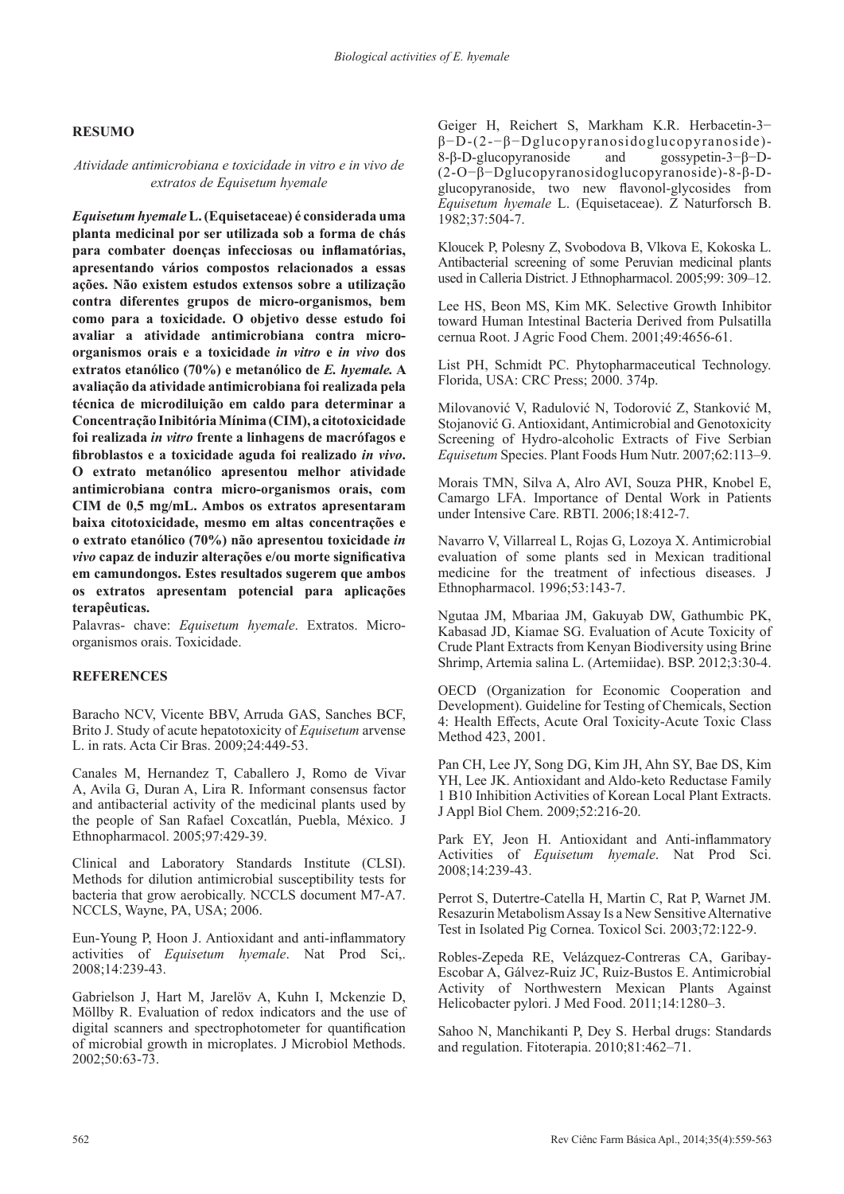## RESUMO

*Atividade antimicrobiana e toxicidade in vitro e in vivo de extratos de Equisetum hyemale*

***Equisetum hyemale* L. (Equisetaceae) é considerada uma planta medicinal por ser utilizada sob a forma de chás para combater doenças infecciosas ou inflamatórias, apresentando vários compostos relacionados a essas ações. Não existem estudos extensos sobre a utilização contra diferentes grupos de micro-organismos, bem como para a toxicidade. O objetivo desse estudo foi avaliar a atividade antimicrobiana contra micro-organismos orais e a toxicidade *in vitro* e *in vivo* dos extratos etanólico (70%) e metanólico de *E. hyemale.* A avaliação da atividade antimicrobiana foi realizada pela técnica de microdiluição em caldo para determinar a Concentração Inibitória Mínima (CIM), a citotoxicidade foi realizada *in vitro* frente a linhagens de macrófagos e fibroblastos e a toxicidade aguda foi realizado *in vivo*. O extrato metanólico apresentou melhor atividade antimicrobiana contra micro-organismos orais, com CIM de 0,5 mg/mL. Ambos os extratos apresentaram baixa citotoxicidade, mesmo em altas concentrações e o extrato etanólico (70%) não apresentou toxicidade *in vivo* capaz de induzir alterações e/ou morte significativa em camundongos. Estes resultados sugerem que ambos os extratos apresentam potencial para aplicações terapêuticas.**

Palavras- chave: *Equisetum hyemale*. Extratos. Micro-organismos orais. Toxicidade.

## REFERENCES

Baracho NCV, Vicente BBV, Arruda GAS, Sanches BCF, Brito J. Study of acute hepatotoxicity of *Equisetum* arvense L. in rats. Acta Cir Bras. 2009;24:449-53.

Canales M, Hernandez T, Caballero J, Romo de Vivar A, Avila G, Duran A, Lira R. Informant consensus factor and antibacterial activity of the medicinal plants used by the people of San Rafael Coxcatlán, Puebla, México. J Ethnopharmacol. 2005;97:429-39.

Clinical and Laboratory Standards Institute (CLSI). Methods for dilution antimicrobial susceptibility tests for bacteria that grow aerobically. NCCLS document M7-A7. NCCLS, Wayne, PA, USA; 2006.

Eun-Young P, Hoon J. Antioxidant and anti-inflammatory activities of *Equisetum hyemale*. Nat Prod Sci,. 2008;14:239-43.

Gabrielson J, Hart M, Jarelöv A, Kuhn I, Mckenzie D, Möllby R. Evaluation of redox indicators and the use of digital scanners and spectrophotometer for quantification of microbial growth in microplates. J Microbiol Methods. 2002;50:63-73.

Geiger H, Reichert S, Markham K.R. Herbacetin-3−β−D-(2-−β−Dglucopyranosidoglucopyranoside)-8-β-D-glucopyranoside and gossypetin-3−β−D-(2-O−β−Dglucopyranosidoglucopyranoside)-8-β-D-glucopyranoside, two new flavonol-glycosides from *Equisetum hyemale* L. (Equisetaceae). Z Naturforsch B. 1982;37:504-7.

Kloucek P, Polesny Z, Svobodova B, Vlkova E, Kokoska L. Antibacterial screening of some Peruvian medicinal plants used in Calleria District. J Ethnopharmacol. 2005;99: 309–12.

Lee HS, Beon MS, Kim MK. Selective Growth Inhibitor toward Human Intestinal Bacteria Derived from Pulsatilla cernua Root. J Agric Food Chem. 2001;49:4656-61.

List PH, Schmidt PC. Phytopharmaceutical Technology. Florida, USA: CRC Press; 2000. 374p.

Milovanović V, Radulović N, Todorović Z, Stanković M, Stojanović G. Antioxidant, Antimicrobial and Genotoxicity Screening of Hydro-alcoholic Extracts of Five Serbian *Equisetum* Species. Plant Foods Hum Nutr. 2007;62:113–9.

Morais TMN, Silva A, Alro AVI, Souza PHR, Knobel E, Camargo LFA. Importance of Dental Work in Patients under Intensive Care. RBTI. 2006;18:412-7.

Navarro V, Villarreal L, Rojas G, Lozoya X. Antimicrobial evaluation of some plants sed in Mexican traditional medicine for the treatment of infectious diseases. J Ethnopharmacol. 1996;53:143-7.

Ngutaa JM, Mbariaa JM, Gakuyab DW, Gathumbic PK, Kabasad JD, Kiamae SG. Evaluation of Acute Toxicity of Crude Plant Extracts from Kenyan Biodiversity using Brine Shrimp, Artemia salina L. (Artemiidae). BSP. 2012;3:30-4.

OECD (Organization for Economic Cooperation and Development). Guideline for Testing of Chemicals, Section 4: Health Effects, Acute Oral Toxicity-Acute Toxic Class Method 423, 2001.

Pan CH, Lee JY, Song DG, Kim JH, Ahn SY, Bae DS, Kim YH, Lee JK. Antioxidant and Aldo-keto Reductase Family 1 B10 Inhibition Activities of Korean Local Plant Extracts. J Appl Biol Chem. 2009;52:216-20.

Park EY, Jeon H. Antioxidant and Anti-inflammatory Activities of *Equisetum hyemale*. Nat Prod Sci. 2008;14:239-43.

Perrot S, Dutertre-Catella H, Martin C, Rat P, Warnet JM. Resazurin Metabolism Assay Is a New Sensitive Alternative Test in Isolated Pig Cornea. Toxicol Sci. 2003;72:122-9.

Robles-Zepeda RE, Velázquez-Contreras CA, Garibay-Escobar A, Gálvez-Ruiz JC, Ruiz-Bustos E. Antimicrobial Activity of Northwestern Mexican Plants Against Helicobacter pylori. J Med Food. 2011;14:1280–3.

Sahoo N, Manchikanti P, Dey S. Herbal drugs: Standards and regulation. Fitoterapia. 2010;81:462–71.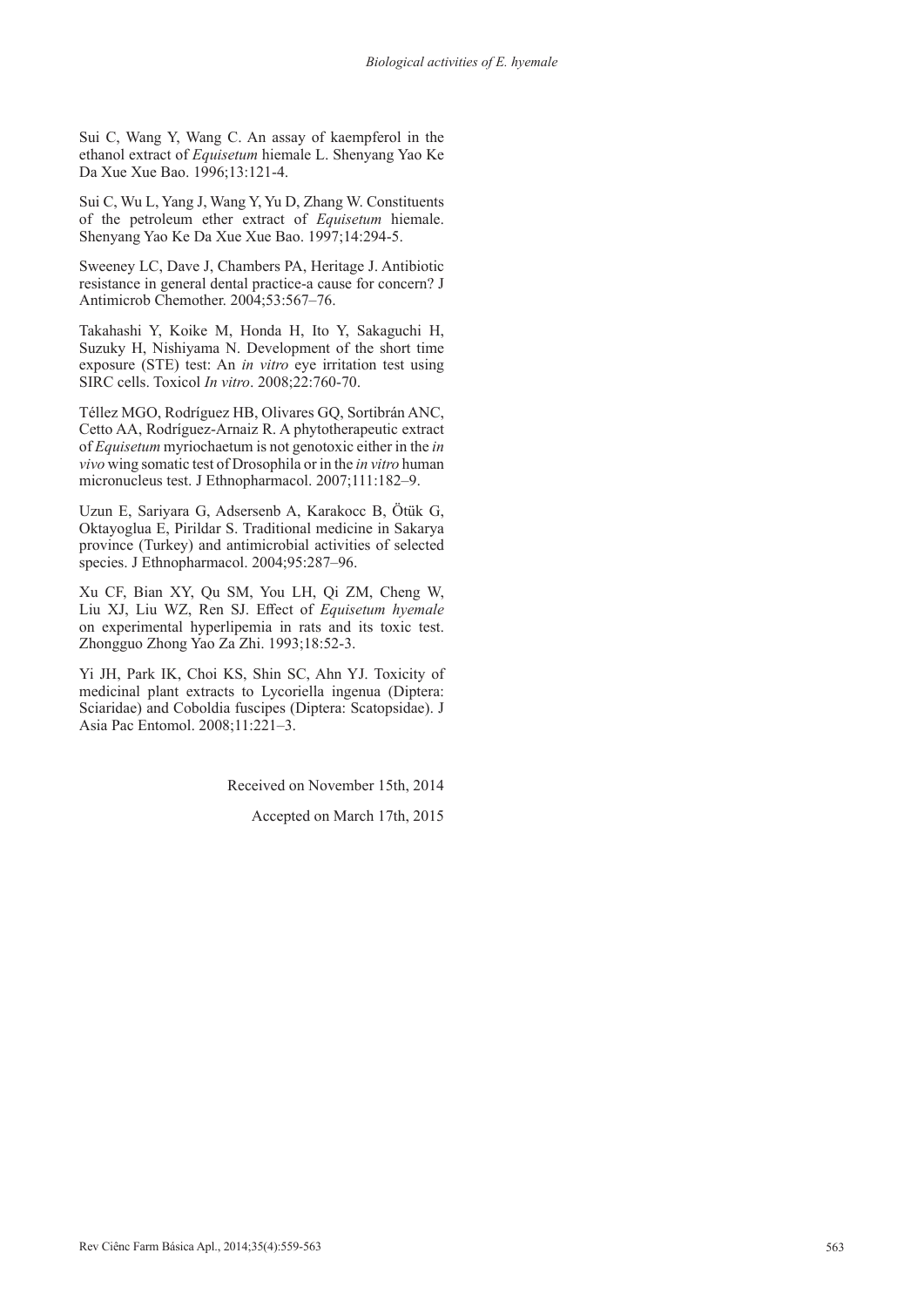Sui C, Wang Y, Wang C. An assay of kaempferol in the ethanol extract of *Equisetum* hiemale L. Shenyang Yao Ke Da Xue Xue Bao. 1996;13:121-4.

Sui C, Wu L, Yang J, Wang Y, Yu D, Zhang W. Constituents of the petroleum ether extract of *Equisetum* hiemale. Shenyang Yao Ke Da Xue Xue Bao. 1997;14:294-5.

Sweeney LC, Dave J, Chambers PA, Heritage J. Antibiotic resistance in general dental practice-a cause for concern? J Antimicrob Chemother. 2004;53:567–76.

Takahashi Y, Koike M, Honda H, Ito Y, Sakaguchi H, Suzuky H, Nishiyama N. Development of the short time exposure (STE) test: An *in vitro* eye irritation test using SIRC cells. Toxicol *In vitro*. 2008;22:760-70.

Téllez MGO, Rodríguez HB, Olivares GQ, Sortibrán ANC, Cetto AA, Rodríguez-Arnaiz R. A phytotherapeutic extract of *Equisetum* myriochaetum is not genotoxic either in the *in vivo* wing somatic test of Drosophila or in the *in vitro* human micronucleus test. J Ethnopharmacol. 2007;111:182–9.

Uzun E, Sariyara G, Adsersenb A, Karakocc B, Ötük G, Oktayoglua E, Pirildar S. Traditional medicine in Sakarya province (Turkey) and antimicrobial activities of selected species. J Ethnopharmacol. 2004;95:287–96.

Xu CF, Bian XY, Qu SM, You LH, Qi ZM, Cheng W, Liu XJ, Liu WZ, Ren SJ. Effect of *Equisetum hyemale* on experimental hyperlipemia in rats and its toxic test. Zhongguo Zhong Yao Za Zhi. 1993;18:52-3.

Yi JH, Park IK, Choi KS, Shin SC, Ahn YJ. Toxicity of medicinal plant extracts to Lycoriella ingenua (Diptera: Sciaridae) and Coboldia fuscipes (Diptera: Scatopsidae). J Asia Pac Entomol. 2008;11:221–3.

Received on November 15th, 2014

Accepted on March 17th, 2015